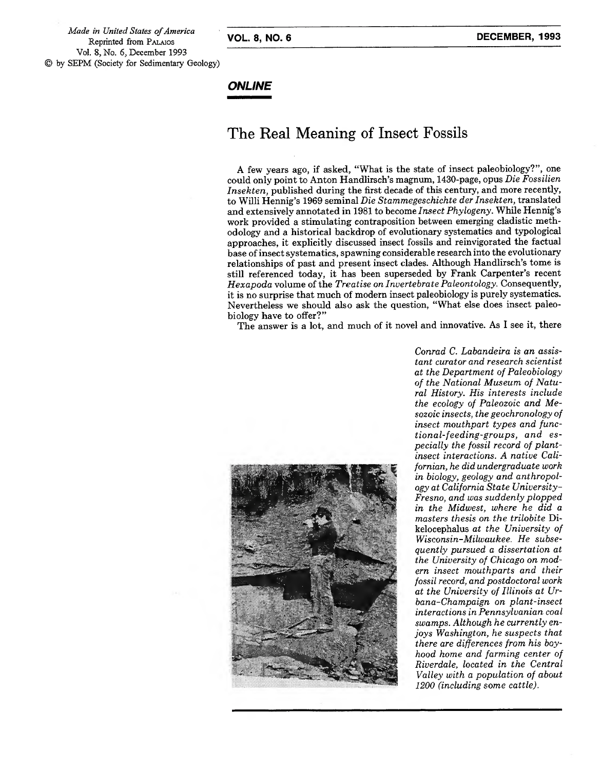*Made in United States of America*
Reprinted from PALAIOS
Vol. 8, No. 6, December 1993
© by SEPM (Society for Sedimentary Geology)

***ONLINE***

# The Real Meaning of Insect Fossils

A few years ago, if asked, "What is the state of insect paleobiology?", one could only point to Anton Handlirsch's magnum, 1430-page, opus *Die Fossilien Insekten*, published during the first decade of this century, and more recently, to Willi Hennig's 1969 seminal *Die Stammegeschichte der Insekten*, translated and extensively annotated in 1981 to become *Insect Phylogeny*. While Hennig's work provided a stimulating contraposition between emerging cladistic methodology and a historical backdrop of evolutionary systematics and typological approaches, it explicitly discussed insect fossils and reinvigorated the factual base of insect systematics, spawning considerable research into the evolutionary relationships of past and present insect clades. Although Handlirsch's tome is still referenced today, it has been superseded by Frank Carpenter's recent *Hexapoda* volume of the *Treatise on Invertebrate Paleontology*. Consequently, it is no surprise that much of modern insect paleobiology is purely systematics. Nevertheless we should also ask the question, "What else does insect paleobiology have to offer?"

The answer is a lot, and much of it novel and innovative. As I see it, there

*Conrad C. Labandeira is an assistant curator and research scientist at the Department of Paleobiology of the National Museum of Natural History. His interests include the ecology of Paleozoic and Mesozoic insects, the geochronology of insect mouthpart types and functional-feeding-groups, and especially the fossil record of plant-insect interactions. A native Californian, he did undergraduate work in biology, geology and anthropology at California State University-Fresno, and was suddenly plopped in the Midwest, where he did a masters thesis on the trilobite* Dikelocephalus *at the University of Wisconsin-Milwaukee. He subsequently pursued a dissertation at the University of Chicago on modern insect mouthparts and their fossil record, and postdoctoral work at the University of Illinois at Urbana-Champaign on plant-insect interactions in Pennsylvanian coal swamps. Although he currently enjoys Washington, he suspects that there are differences from his boyhood home and farming center of Riverdale, located in the Central Valley with a population of about 1200 (including some cattle).*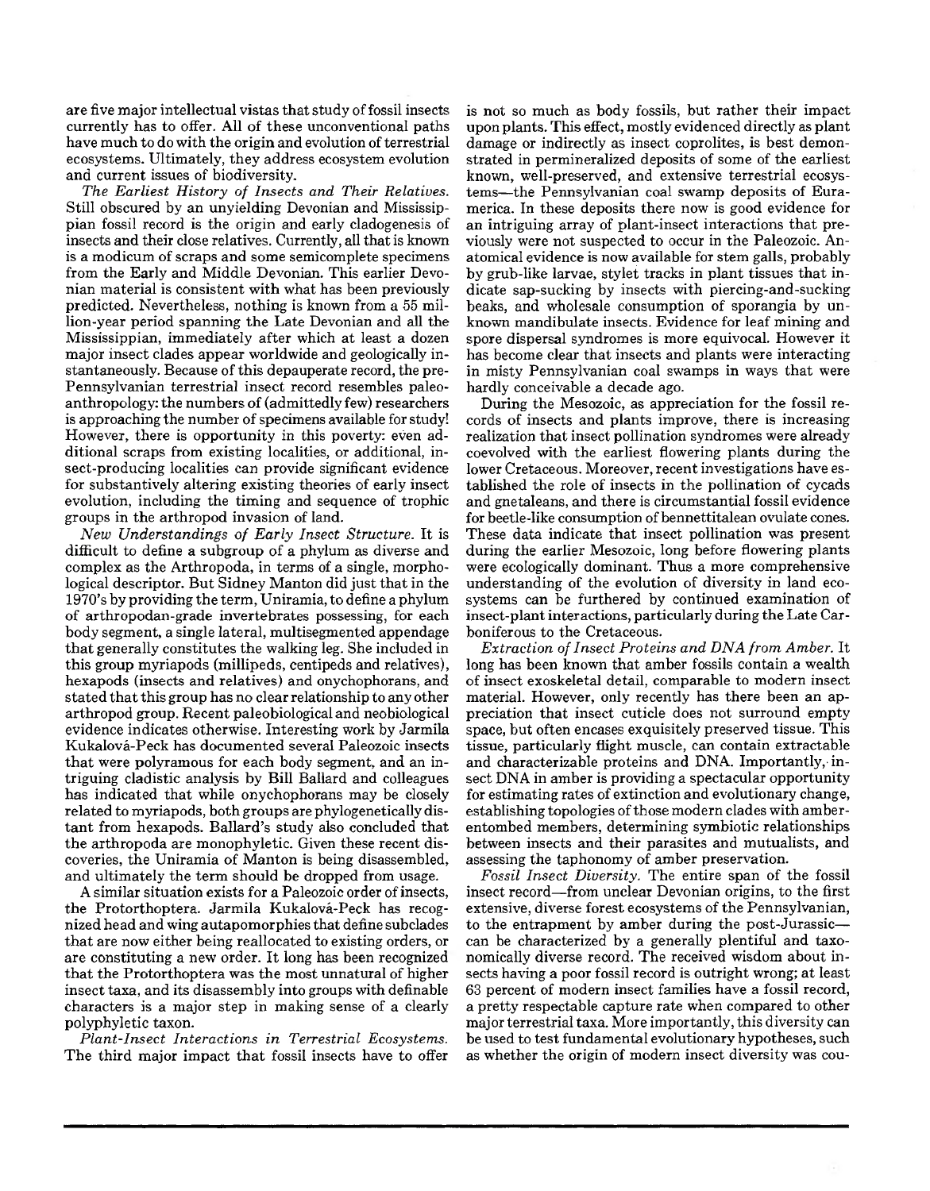are five major intellectual vistas that study of fossil insects currently has to offer. All of these unconventional paths have much to do with the origin and evolution of terrestrial ecosystems. Ultimately, they address ecosystem evolution and current issues of biodiversity.

*The Earliest History of Insects and Their Relatives.* Still obscured by an unyielding Devonian and Mississippian fossil record is the origin and early cladogenesis of insects and their close relatives. Currently, all that is known is a modicum of scraps and some semicomplete specimens from the Early and Middle Devonian. This earlier Devonian material is consistent with what has been previously predicted. Nevertheless, nothing is known from a 55 million-year period spanning the Late Devonian and all the Mississippian, immediately after which at least a dozen major insect clades appear worldwide and geologically instantaneously. Because of this depauperate record, the pre-Pennsylvanian terrestrial insect record resembles paleoanthropology: the numbers of (admittedly few) researchers is approaching the number of specimens available for study! However, there is opportunity in this poverty: even additional scraps from existing localities, or additional, insect-producing localities can provide significant evidence for substantively altering existing theories of early insect evolution, including the timing and sequence of trophic groups in the arthropod invasion of land.

*New Understandings of Early Insect Structure.* It is difficult to define a subgroup of a phylum as diverse and complex as the Arthropoda, in terms of a single, morphological descriptor. But Sidney Manton did just that in the 1970's by providing the term, Uniramia, to define a phylum of arthropodan-grade invertebrates possessing, for each body segment, a single lateral, multisegmented appendage that generally constitutes the walking leg. She included in this group myriapods (millipeds, centipeds and relatives), hexapods (insects and relatives) and onychophorans, and stated that this group has no clear relationship to any other arthropod group. Recent paleobiological and neobiological evidence indicates otherwise. Interesting work by Jarmila Kukalová-Peck has documented several Paleozoic insects that were polyramous for each body segment, and an intriguing cladistic analysis by Bill Ballard and colleagues has indicated that while onychophorans may be closely related to myriapods, both groups are phylogenetically distant from hexapods. Ballard's study also concluded that the arthropoda are monophyletic. Given these recent discoveries, the Uniramia of Manton is being disassembled, and ultimately the term should be dropped from usage.

A similar situation exists for a Paleozoic order of insects, the Protorthoptera. Jarmila Kukalová-Peck has recognized head and wing autapomorphies that define subclades that are now either being reallocated to existing orders, or are constituting a new order. It long has been recognized that the Protorthoptera was the most unnatural of higher insect taxa, and its disassembly into groups with definable characters is a major step in making sense of a clearly polyphyletic taxon.

*Plant-Insect Interactions in Terrestrial Ecosystems.* The third major impact that fossil insects have to offer is not so much as body fossils, but rather their impact upon plants. This effect, mostly evidenced directly as plant damage or indirectly as insect coprolites, is best demonstrated in permineralized deposits of some of the earliest known, well-preserved, and extensive terrestrial ecosystems—the Pennsylvanian coal swamp deposits of Euramerica. In these deposits there now is good evidence for an intriguing array of plant-insect interactions that previously were not suspected to occur in the Paleozoic. Anatomical evidence is now available for stem galls, probably by grub-like larvae, stylet tracks in plant tissues that indicate sap-sucking by insects with piercing-and-sucking beaks, and wholesale consumption of sporangia by unknown mandibulate insects. Evidence for leaf mining and spore dispersal syndromes is more equivocal. However it has become clear that insects and plants were interacting in misty Pennsylvanian coal swamps in ways that were hardly conceivable a decade ago.

During the Mesozoic, as appreciation for the fossil records of insects and plants improve, there is increasing realization that insect pollination syndromes were already coevolved with the earliest flowering plants during the lower Cretaceous. Moreover, recent investigations have established the role of insects in the pollination of cycads and gnetaleans, and there is circumstantial fossil evidence for beetle-like consumption of bennettitalean ovulate cones. These data indicate that insect pollination was present during the earlier Mesozoic, long before flowering plants were ecologically dominant. Thus a more comprehensive understanding of the evolution of diversity in land ecosystems can be furthered by continued examination of insect-plant interactions, particularly during the Late Carboniferous to the Cretaceous.

*Extraction of Insect Proteins and DNA from Amber.* It long has been known that amber fossils contain a wealth of insect exoskeletal detail, comparable to modern insect material. However, only recently has there been an appreciation that insect cuticle does not surround empty space, but often encases exquisitely preserved tissue. This tissue, particularly flight muscle, can contain extractable and characterizable proteins and DNA. Importantly, insect DNA in amber is providing a spectacular opportunity for estimating rates of extinction and evolutionary change, establishing topologies of those modern clades with amber-entombed members, determining symbiotic relationships between insects and their parasites and mutualists, and assessing the taphonomy of amber preservation.

*Fossil Insect Diversity.* The entire span of the fossil insect record—from unclear Devonian origins, to the first extensive, diverse forest ecosystems of the Pennsylvanian, to the entrapment by amber during the post-Jurassic—can be characterized by a generally plentiful and taxonomically diverse record. The received wisdom about insects having a poor fossil record is outright wrong; at least 63 percent of modern insect families have a fossil record, a pretty respectable capture rate when compared to other major terrestrial taxa. More importantly, this diversity can be used to test fundamental evolutionary hypotheses, such as whether the origin of modern insect diversity was cou-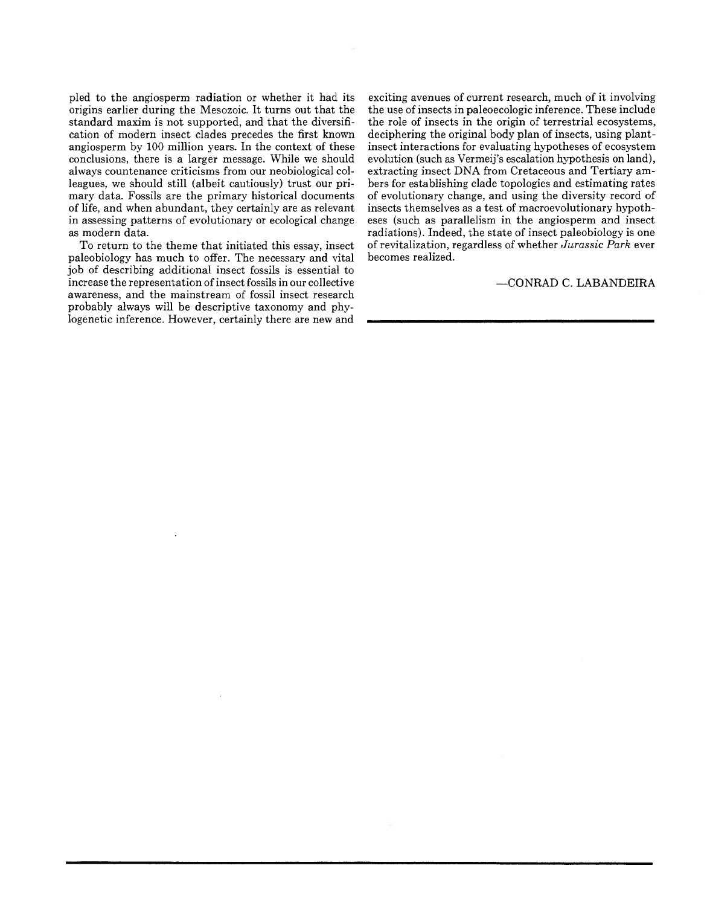pled to the angiosperm radiation or whether it had its origins earlier during the Mesozoic. It turns out that the standard maxim is not supported, and that the diversification of modern insect clades precedes the first known angiosperm by 100 million years. In the context of these conclusions, there is a larger message. While we should always countenance criticisms from our neobiological colleagues, we should still (albeit cautiously) trust our primary data. Fossils are the primary historical documents of life, and when abundant, they certainly are as relevant in assessing patterns of evolutionary or ecological change as modern data.

To return to the theme that initiated this essay, insect paleobiology has much to offer. The necessary and vital job of describing additional insect fossils is essential to increase the representation of insect fossils in our collective awareness, and the mainstream of fossil insect research probably always will be descriptive taxonomy and phylogenetic inference. However, certainly there are new and exciting avenues of current research, much of it involving the use of insects in paleoecologic inference. These include the role of insects in the origin of terrestrial ecosystems, deciphering the original body plan of insects, using plant-insect interactions for evaluating hypotheses of ecosystem evolution (such as Vermeij's escalation hypothesis on land), extracting insect DNA from Cretaceous and Tertiary ambers for establishing clade topologies and estimating rates of evolutionary change, and using the diversity record of insects themselves as a test of macroevolutionary hypotheses (such as parallelism in the angiosperm and insect radiations). Indeed, the state of insect paleobiology is one of revitalization, regardless of whether *Jurassic Park* ever becomes realized.

—CONRAD C. LABANDEIRA